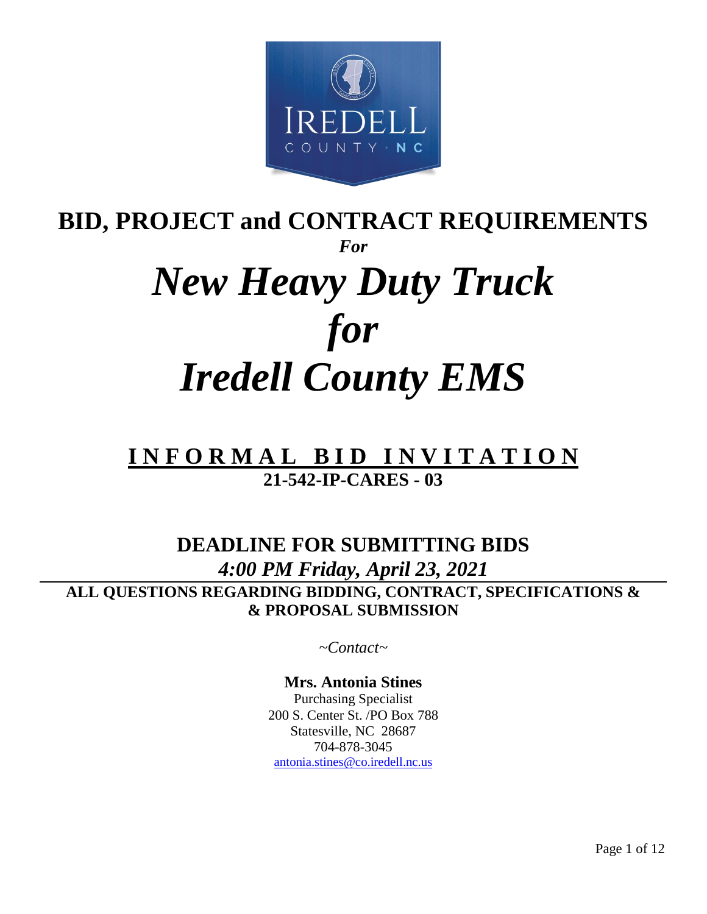# BID, PROJECT and CONTRACT REQUIREMENTS

***For***

# *New Heavy Duty Truck for Iredell County EMS*

## INFORMAL BID INVITATION

**21-542-IP-CARES - 03**

## DEADLINE FOR SUBMITTING BIDS

***4:00 PM Friday, April 23, 2021***

**ALL QUESTIONS REGARDING BIDDING, CONTRACT, SPECIFICATIONS & & PROPOSAL SUBMISSION**

*~Contact~*

**Mrs. Antonia Stines**
Purchasing Specialist
200 S. Center St. /PO Box 788
Statesville, NC 28687
704-878-3045
antonia.stines@co.iredell.nc.us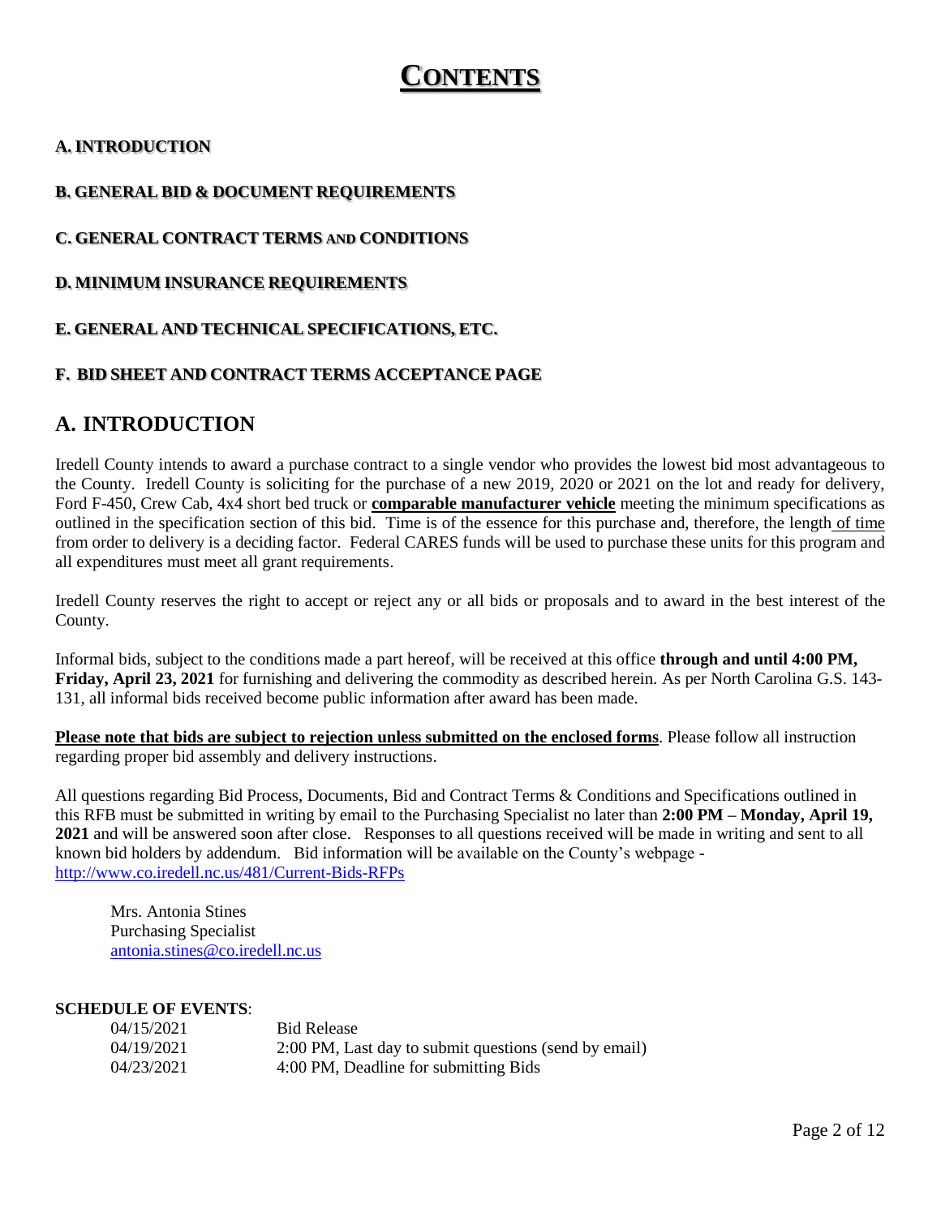# CONTENTS

**A. INTRODUCTION**

**B. GENERAL BID & DOCUMENT REQUIREMENTS**

**C. GENERAL CONTRACT TERMS AND CONDITIONS**

**D. MINIMUM INSURANCE REQUIREMENTS**

**E. GENERAL AND TECHNICAL SPECIFICATIONS, ETC.**

**F. BID SHEET AND CONTRACT TERMS ACCEPTANCE PAGE**

## A. INTRODUCTION

Iredell County intends to award a purchase contract to a single vendor who provides the lowest bid most advantageous to the County. Iredell County is soliciting for the purchase of a new 2019, 2020 or 2021 on the lot and ready for delivery, Ford F-450, Crew Cab, 4x4 short bed truck or **comparable manufacturer vehicle** meeting the minimum specifications as outlined in the specification section of this bid. Time is of the essence for this purchase and, therefore, the length of time from order to delivery is a deciding factor. Federal CARES funds will be used to purchase these units for this program and all expenditures must meet all grant requirements.

Iredell County reserves the right to accept or reject any or all bids or proposals and to award in the best interest of the County.

Informal bids, subject to the conditions made a part hereof, will be received at this office **through and until 4:00 PM, Friday, April 23, 2021** for furnishing and delivering the commodity as described herein. As per North Carolina G.S. 143-131, all informal bids received become public information after award has been made.

**Please note that bids are subject to rejection unless submitted on the enclosed forms**. Please follow all instruction regarding proper bid assembly and delivery instructions.

All questions regarding Bid Process, Documents, Bid and Contract Terms & Conditions and Specifications outlined in this RFB must be submitted in writing by email to the Purchasing Specialist no later than **2:00 PM – Monday, April 19, 2021** and will be answered soon after close. Responses to all questions received will be made in writing and sent to all known bid holders by addendum. Bid information will be available on the County's webpage - http://www.co.iredell.nc.us/481/Current-Bids-RFPs

Mrs. Antonia Stines
Purchasing Specialist
antonia.stines@co.iredell.nc.us

**SCHEDULE OF EVENTS**:

| | |
|---|---|
| 04/15/2021 | Bid Release |
| 04/19/2021 | 2:00 PM, Last day to submit questions (send by email) |
| 04/23/2021 | 4:00 PM, Deadline for submitting Bids |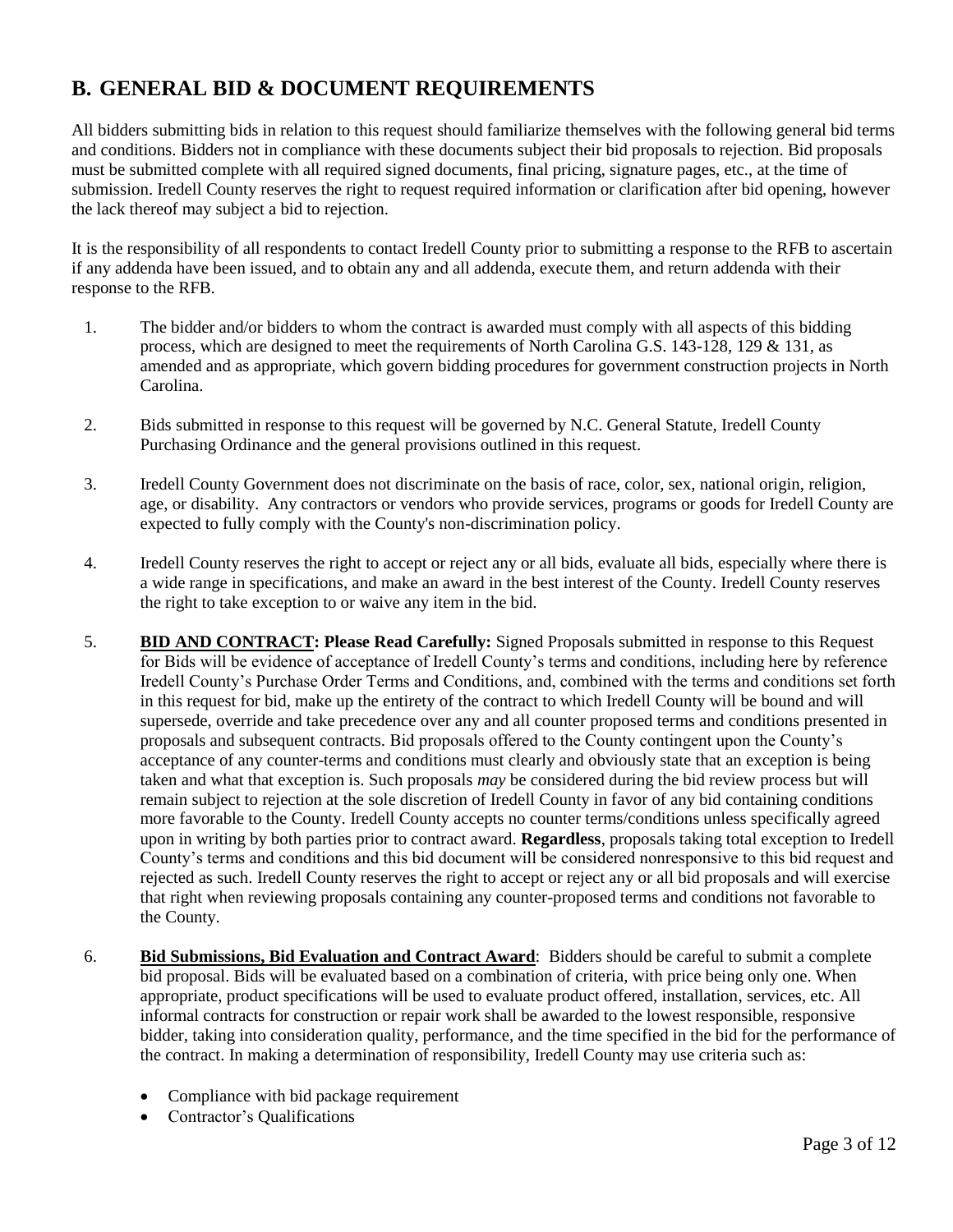## B. GENERAL BID & DOCUMENT REQUIREMENTS

All bidders submitting bids in relation to this request should familiarize themselves with the following general bid terms and conditions. Bidders not in compliance with these documents subject their bid proposals to rejection. Bid proposals must be submitted complete with all required signed documents, final pricing, signature pages, etc., at the time of submission. Iredell County reserves the right to request required information or clarification after bid opening, however the lack thereof may subject a bid to rejection.

It is the responsibility of all respondents to contact Iredell County prior to submitting a response to the RFB to ascertain if any addenda have been issued, and to obtain any and all addenda, execute them, and return addenda with their response to the RFB.

1. The bidder and/or bidders to whom the contract is awarded must comply with all aspects of this bidding process, which are designed to meet the requirements of North Carolina G.S. 143-128, 129 & 131, as amended and as appropriate, which govern bidding procedures for government construction projects in North Carolina.

2. Bids submitted in response to this request will be governed by N.C. General Statute, Iredell County Purchasing Ordinance and the general provisions outlined in this request.

3. Iredell County Government does not discriminate on the basis of race, color, sex, national origin, religion, age, or disability. Any contractors or vendors who provide services, programs or goods for Iredell County are expected to fully comply with the County's non-discrimination policy.

4. Iredell County reserves the right to accept or reject any or all bids, evaluate all bids, especially where there is a wide range in specifications, and make an award in the best interest of the County. Iredell County reserves the right to take exception to or waive any item in the bid.

5. **<u>BID AND CONTRACT</u>: Please Read Carefully:** Signed Proposals submitted in response to this Request for Bids will be evidence of acceptance of Iredell County's terms and conditions, including here by reference Iredell County's Purchase Order Terms and Conditions, and, combined with the terms and conditions set forth in this request for bid, make up the entirety of the contract to which Iredell County will be bound and will supersede, override and take precedence over any and all counter proposed terms and conditions presented in proposals and subsequent contracts. Bid proposals offered to the County contingent upon the County's acceptance of any counter-terms and conditions must clearly and obviously state that an exception is being taken and what that exception is. Such proposals *may* be considered during the bid review process but will remain subject to rejection at the sole discretion of Iredell County in favor of any bid containing conditions more favorable to the County. Iredell County accepts no counter terms/conditions unless specifically agreed upon in writing by both parties prior to contract award. **Regardless**, proposals taking total exception to Iredell County's terms and conditions and this bid document will be considered nonresponsive to this bid request and rejected as such. Iredell County reserves the right to accept or reject any or all bid proposals and will exercise that right when reviewing proposals containing any counter-proposed terms and conditions not favorable to the County.

6. **<u>Bid Submissions, Bid Evaluation and Contract Award</u>**: Bidders should be careful to submit a complete bid proposal. Bids will be evaluated based on a combination of criteria, with price being only one. When appropriate, product specifications will be used to evaluate product offered, installation, services, etc. All informal contracts for construction or repair work shall be awarded to the lowest responsible, responsive bidder, taking into consideration quality, performance, and the time specified in the bid for the performance of the contract. In making a determination of responsibility, Iredell County may use criteria such as:

   - Compliance with bid package requirement
   - Contractor's Qualifications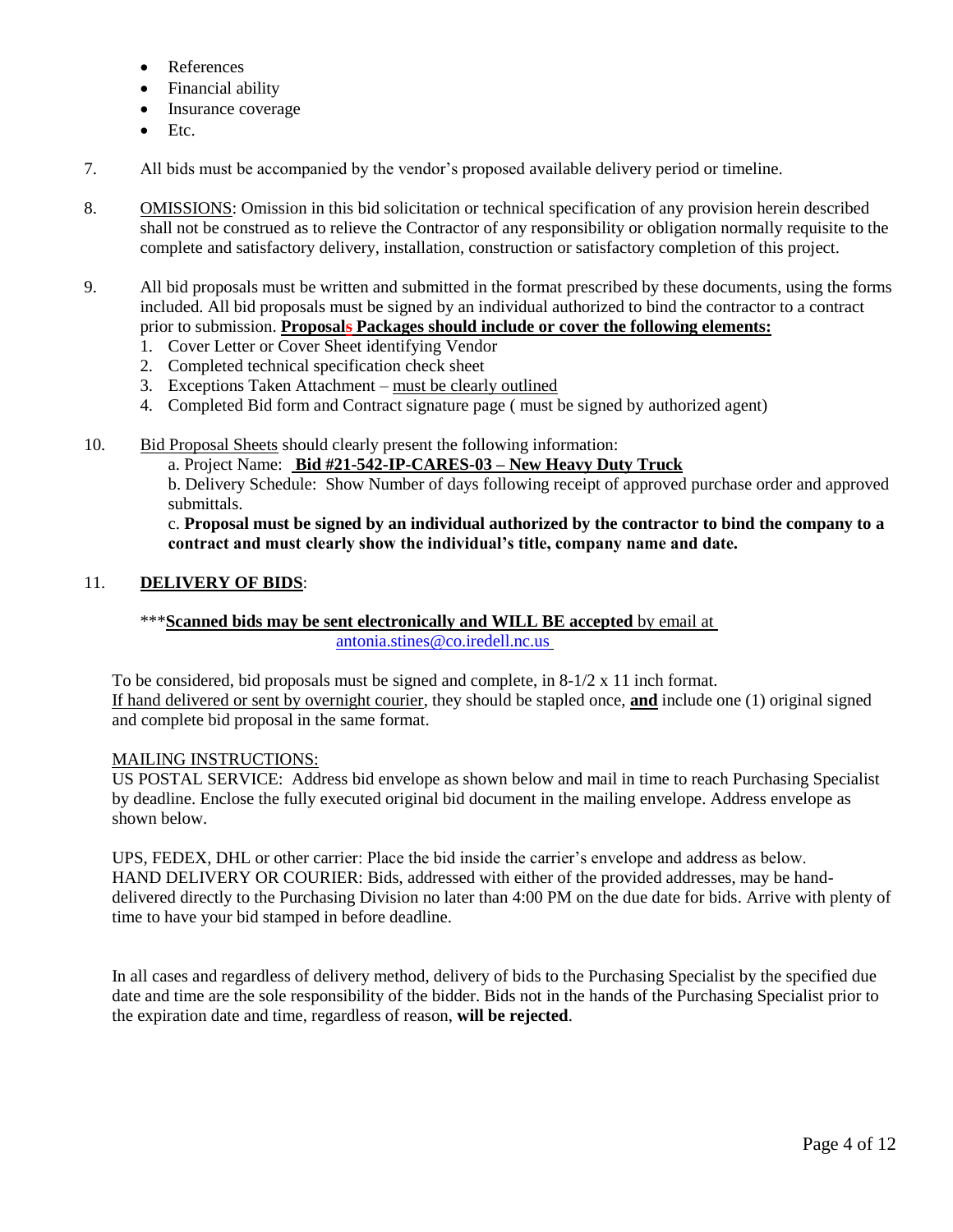- References
- Financial ability
- Insurance coverage
- Etc.

7. All bids must be accompanied by the vendor's proposed available delivery period or timeline.

8. OMISSIONS: Omission in this bid solicitation or technical specification of any provision herein described shall not be construed as to relieve the Contractor of any responsibility or obligation normally requisite to the complete and satisfactory delivery, installation, construction or satisfactory completion of this project.

9. All bid proposals must be written and submitted in the format prescribed by these documents, using the forms included. All bid proposals must be signed by an individual authorized to bind the contractor to a contract prior to submission. **Proposals Packages should include or cover the following elements:**
   1. Cover Letter or Cover Sheet identifying Vendor
   2. Completed technical specification check sheet
   3. Exceptions Taken Attachment – must be clearly outlined
   4. Completed Bid form and Contract signature page ( must be signed by authorized agent)

10. Bid Proposal Sheets should clearly present the following information:

    a. Project Name: **Bid #21-542-IP-CARES-03 – New Heavy Duty Truck**

    b. Delivery Schedule: Show Number of days following receipt of approved purchase order and approved submittals.

    c. **Proposal must be signed by an individual authorized by the contractor to bind the company to a contract and must clearly show the individual's title, company name and date.**

11. **DELIVERY OF BIDS**:

\*\*\***Scanned bids may be sent electronically and WILL BE accepted** by email at antonia.stines@co.iredell.nc.us

To be considered, bid proposals must be signed and complete, in 8-1/2 x 11 inch format. If hand delivered or sent by overnight courier, they should be stapled once, **and** include one (1) original signed and complete bid proposal in the same format.

MAILING INSTRUCTIONS:
US POSTAL SERVICE: Address bid envelope as shown below and mail in time to reach Purchasing Specialist by deadline. Enclose the fully executed original bid document in the mailing envelope. Address envelope as shown below.

UPS, FEDEX, DHL or other carrier: Place the bid inside the carrier's envelope and address as below.
HAND DELIVERY OR COURIER: Bids, addressed with either of the provided addresses, may be hand-delivered directly to the Purchasing Division no later than 4:00 PM on the due date for bids. Arrive with plenty of time to have your bid stamped in before deadline.

In all cases and regardless of delivery method, delivery of bids to the Purchasing Specialist by the specified due date and time are the sole responsibility of the bidder. Bids not in the hands of the Purchasing Specialist prior to the expiration date and time, regardless of reason, **will be rejected**.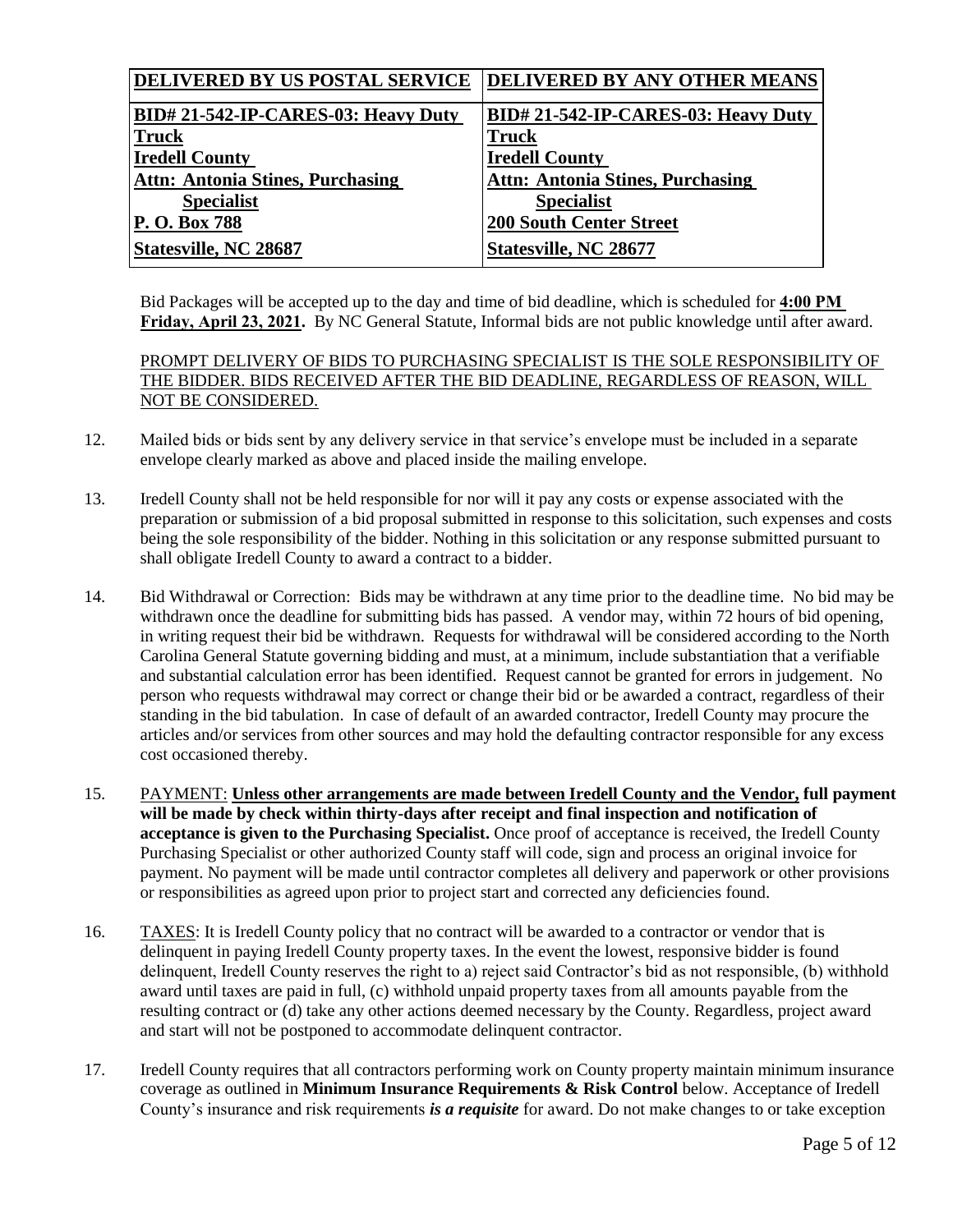| DELIVERED BY US POSTAL SERVICE | DELIVERED BY ANY OTHER MEANS |
|---|---|
| **BID# 21-542-IP-CARES-03: Heavy Duty Truck**<br>**Iredell County**<br>**Attn: Antonia Stines, Purchasing Specialist**<br>**P. O. Box 788**<br>**Statesville, NC 28687** | **BID# 21-542-IP-CARES-03: Heavy Duty Truck**<br>**Iredell County**<br>**Attn: Antonia Stines, Purchasing Specialist**<br>**200 South Center Street**<br>**Statesville, NC 28677** |

Bid Packages will be accepted up to the day and time of bid deadline, which is scheduled for **4:00 PM Friday, April 23, 2021.** By NC General Statute, Informal bids are not public knowledge until after award.

PROMPT DELIVERY OF BIDS TO PURCHASING SPECIALIST IS THE SOLE RESPONSIBILITY OF THE BIDDER. BIDS RECEIVED AFTER THE BID DEADLINE, REGARDLESS OF REASON, WILL NOT BE CONSIDERED.

12. Mailed bids or bids sent by any delivery service in that service's envelope must be included in a separate envelope clearly marked as above and placed inside the mailing envelope.

13. Iredell County shall not be held responsible for nor will it pay any costs or expense associated with the preparation or submission of a bid proposal submitted in response to this solicitation, such expenses and costs being the sole responsibility of the bidder. Nothing in this solicitation or any response submitted pursuant to shall obligate Iredell County to award a contract to a bidder.

14. Bid Withdrawal or Correction: Bids may be withdrawn at any time prior to the deadline time. No bid may be withdrawn once the deadline for submitting bids has passed. A vendor may, within 72 hours of bid opening, in writing request their bid be withdrawn. Requests for withdrawal will be considered according to the North Carolina General Statute governing bidding and must, at a minimum, include substantiation that a verifiable and substantial calculation error has been identified. Request cannot be granted for errors in judgement. No person who requests withdrawal may correct or change their bid or be awarded a contract, regardless of their standing in the bid tabulation. In case of default of an awarded contractor, Iredell County may procure the articles and/or services from other sources and may hold the defaulting contractor responsible for any excess cost occasioned thereby.

15. PAYMENT: **Unless other arrangements are made between Iredell County and the Vendor, full payment will be made by check within thirty-days after receipt and final inspection and notification of acceptance is given to the Purchasing Specialist.** Once proof of acceptance is received, the Iredell County Purchasing Specialist or other authorized County staff will code, sign and process an original invoice for payment. No payment will be made until contractor completes all delivery and paperwork or other provisions or responsibilities as agreed upon prior to project start and corrected any deficiencies found.

16. TAXES: It is Iredell County policy that no contract will be awarded to a contractor or vendor that is delinquent in paying Iredell County property taxes. In the event the lowest, responsive bidder is found delinquent, Iredell County reserves the right to a) reject said Contractor's bid as not responsible, (b) withhold award until taxes are paid in full, (c) withhold unpaid property taxes from all amounts payable from the resulting contract or (d) take any other actions deemed necessary by the County. Regardless, project award and start will not be postponed to accommodate delinquent contractor.

17. Iredell County requires that all contractors performing work on County property maintain minimum insurance coverage as outlined in **Minimum Insurance Requirements & Risk Control** below. Acceptance of Iredell County's insurance and risk requirements ***is a requisite*** for award. Do not make changes to or take exception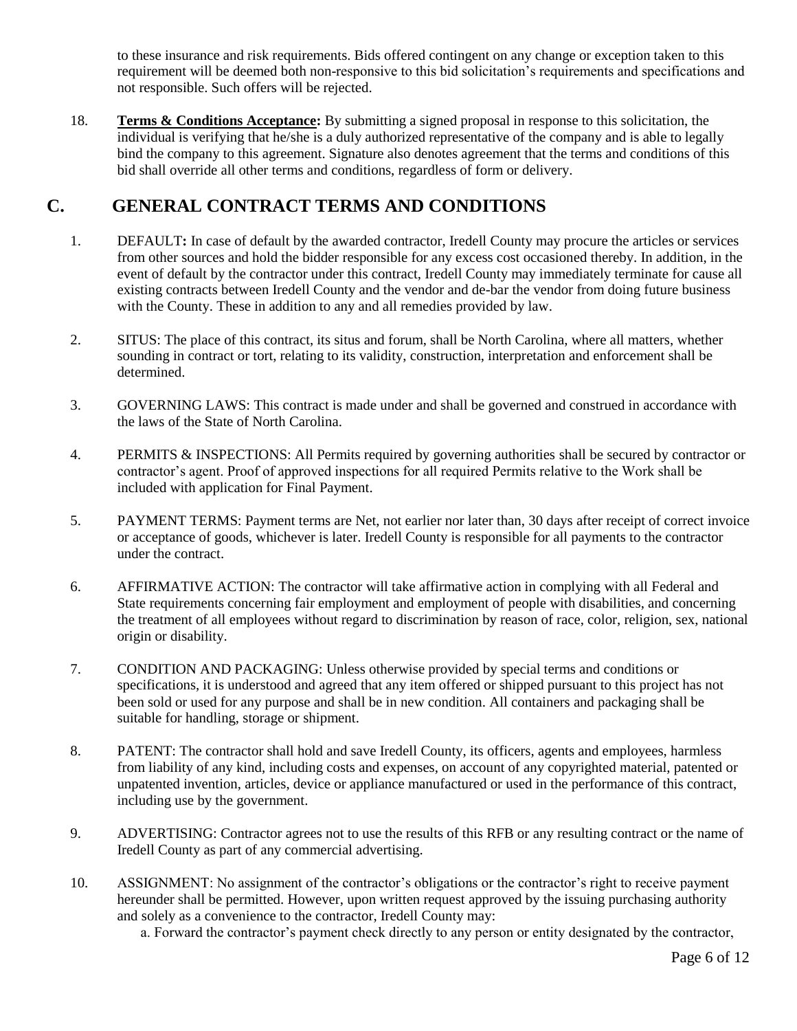to these insurance and risk requirements. Bids offered contingent on any change or exception taken to this requirement will be deemed both non-responsive to this bid solicitation's requirements and specifications and not responsible. Such offers will be rejected.

18. **Terms & Conditions Acceptance:** By submitting a signed proposal in response to this solicitation, the individual is verifying that he/she is a duly authorized representative of the company and is able to legally bind the company to this agreement. Signature also denotes agreement that the terms and conditions of this bid shall override all other terms and conditions, regardless of form or delivery.

## C. GENERAL CONTRACT TERMS AND CONDITIONS

1. DEFAULT**:** In case of default by the awarded contractor, Iredell County may procure the articles or services from other sources and hold the bidder responsible for any excess cost occasioned thereby. In addition, in the event of default by the contractor under this contract, Iredell County may immediately terminate for cause all existing contracts between Iredell County and the vendor and de-bar the vendor from doing future business with the County. These in addition to any and all remedies provided by law.

2. SITUS: The place of this contract, its situs and forum, shall be North Carolina, where all matters, whether sounding in contract or tort, relating to its validity, construction, interpretation and enforcement shall be determined.

3. GOVERNING LAWS: This contract is made under and shall be governed and construed in accordance with the laws of the State of North Carolina.

4. PERMITS & INSPECTIONS: All Permits required by governing authorities shall be secured by contractor or contractor's agent. Proof of approved inspections for all required Permits relative to the Work shall be included with application for Final Payment.

5. PAYMENT TERMS: Payment terms are Net, not earlier nor later than, 30 days after receipt of correct invoice or acceptance of goods, whichever is later. Iredell County is responsible for all payments to the contractor under the contract.

6. AFFIRMATIVE ACTION: The contractor will take affirmative action in complying with all Federal and State requirements concerning fair employment and employment of people with disabilities, and concerning the treatment of all employees without regard to discrimination by reason of race, color, religion, sex, national origin or disability.

7. CONDITION AND PACKAGING: Unless otherwise provided by special terms and conditions or specifications, it is understood and agreed that any item offered or shipped pursuant to this project has not been sold or used for any purpose and shall be in new condition. All containers and packaging shall be suitable for handling, storage or shipment.

8. PATENT: The contractor shall hold and save Iredell County, its officers, agents and employees, harmless from liability of any kind, including costs and expenses, on account of any copyrighted material, patented or unpatented invention, articles, device or appliance manufactured or used in the performance of this contract, including use by the government.

9. ADVERTISING: Contractor agrees not to use the results of this RFB or any resulting contract or the name of Iredell County as part of any commercial advertising.

10. ASSIGNMENT: No assignment of the contractor's obligations or the contractor's right to receive payment hereunder shall be permitted. However, upon written request approved by the issuing purchasing authority and solely as a convenience to the contractor, Iredell County may:

    a. Forward the contractor's payment check directly to any person or entity designated by the contractor,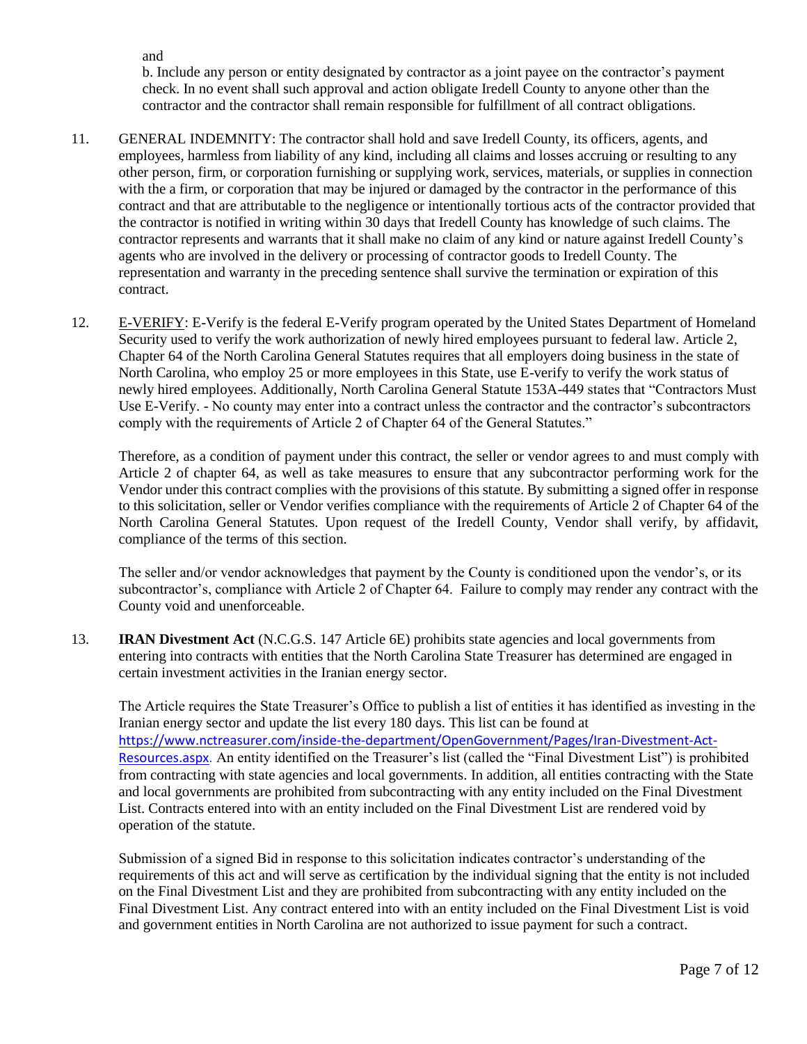and

b. Include any person or entity designated by contractor as a joint payee on the contractor's payment check. In no event shall such approval and action obligate Iredell County to anyone other than the contractor and the contractor shall remain responsible for fulfillment of all contract obligations.

11. GENERAL INDEMNITY: The contractor shall hold and save Iredell County, its officers, agents, and employees, harmless from liability of any kind, including all claims and losses accruing or resulting to any other person, firm, or corporation furnishing or supplying work, services, materials, or supplies in connection with the a firm, or corporation that may be injured or damaged by the contractor in the performance of this contract and that are attributable to the negligence or intentionally tortious acts of the contractor provided that the contractor is notified in writing within 30 days that Iredell County has knowledge of such claims. The contractor represents and warrants that it shall make no claim of any kind or nature against Iredell County's agents who are involved in the delivery or processing of contractor goods to Iredell County. The representation and warranty in the preceding sentence shall survive the termination or expiration of this contract.

12. <u>E-VERIFY</u>: E-Verify is the federal E-Verify program operated by the United States Department of Homeland Security used to verify the work authorization of newly hired employees pursuant to federal law. Article 2, Chapter 64 of the North Carolina General Statutes requires that all employers doing business in the state of North Carolina, who employ 25 or more employees in this State, use E-verify to verify the work status of newly hired employees. Additionally, North Carolina General Statute 153A-449 states that "Contractors Must Use E-Verify. - No county may enter into a contract unless the contractor and the contractor's subcontractors comply with the requirements of Article 2 of Chapter 64 of the General Statutes."

    Therefore, as a condition of payment under this contract, the seller or vendor agrees to and must comply with Article 2 of chapter 64, as well as take measures to ensure that any subcontractor performing work for the Vendor under this contract complies with the provisions of this statute. By submitting a signed offer in response to this solicitation, seller or Vendor verifies compliance with the requirements of Article 2 of Chapter 64 of the North Carolina General Statutes. Upon request of the Iredell County, Vendor shall verify, by affidavit, compliance of the terms of this section.

    The seller and/or vendor acknowledges that payment by the County is conditioned upon the vendor's, or its subcontractor's, compliance with Article 2 of Chapter 64. Failure to comply may render any contract with the County void and unenforceable.

13. **IRAN Divestment Act** (N.C.G.S. 147 Article 6E) prohibits state agencies and local governments from entering into contracts with entities that the North Carolina State Treasurer has determined are engaged in certain investment activities in the Iranian energy sector.

    The Article requires the State Treasurer's Office to publish a list of entities it has identified as investing in the Iranian energy sector and update the list every 180 days. This list can be found at https://www.nctreasurer.com/inside-the-department/OpenGovernment/Pages/Iran-Divestment-Act-Resources.aspx. An entity identified on the Treasurer's list (called the "Final Divestment List") is prohibited from contracting with state agencies and local governments. In addition, all entities contracting with the State and local governments are prohibited from subcontracting with any entity included on the Final Divestment List. Contracts entered into with an entity included on the Final Divestment List are rendered void by operation of the statute.

    Submission of a signed Bid in response to this solicitation indicates contractor's understanding of the requirements of this act and will serve as certification by the individual signing that the entity is not included on the Final Divestment List and they are prohibited from subcontracting with any entity included on the Final Divestment List. Any contract entered into with an entity included on the Final Divestment List is void and government entities in North Carolina are not authorized to issue payment for such a contract.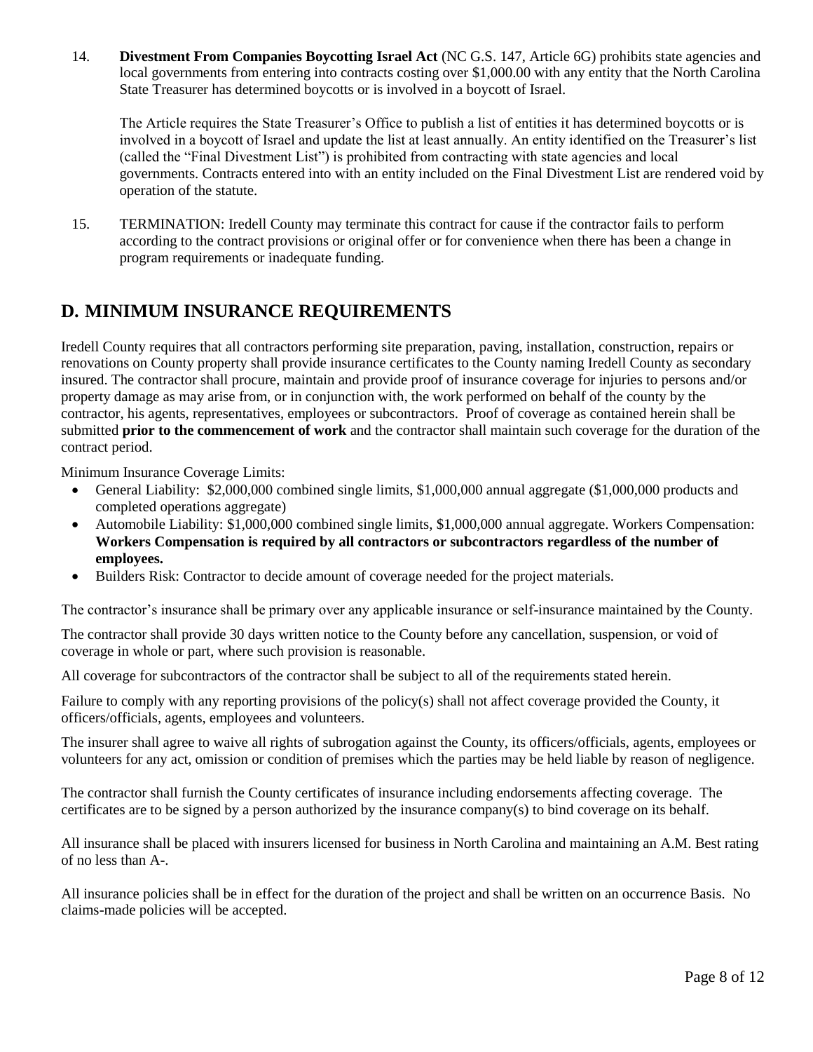14. **Divestment From Companies Boycotting Israel Act** (NC G.S. 147, Article 6G) prohibits state agencies and local governments from entering into contracts costing over $1,000.00 with any entity that the North Carolina State Treasurer has determined boycotts or is involved in a boycott of Israel.

    The Article requires the State Treasurer's Office to publish a list of entities it has determined boycotts or is involved in a boycott of Israel and update the list at least annually. An entity identified on the Treasurer's list (called the "Final Divestment List") is prohibited from contracting with state agencies and local governments. Contracts entered into with an entity included on the Final Divestment List are rendered void by operation of the statute.

15. TERMINATION: Iredell County may terminate this contract for cause if the contractor fails to perform according to the contract provisions or original offer or for convenience when there has been a change in program requirements or inadequate funding.

## D. MINIMUM INSURANCE REQUIREMENTS

Iredell County requires that all contractors performing site preparation, paving, installation, construction, repairs or renovations on County property shall provide insurance certificates to the County naming Iredell County as secondary insured. The contractor shall procure, maintain and provide proof of insurance coverage for injuries to persons and/or property damage as may arise from, or in conjunction with, the work performed on behalf of the county by the contractor, his agents, representatives, employees or subcontractors. Proof of coverage as contained herein shall be submitted **prior to the commencement of work** and the contractor shall maintain such coverage for the duration of the contract period.

Minimum Insurance Coverage Limits:

- General Liability: $2,000,000 combined single limits, $1,000,000 annual aggregate ($1,000,000 products and completed operations aggregate)
- Automobile Liability: $1,000,000 combined single limits, $1,000,000 annual aggregate. Workers Compensation: **Workers Compensation is required by all contractors or subcontractors regardless of the number of employees.**
- Builders Risk: Contractor to decide amount of coverage needed for the project materials.

The contractor's insurance shall be primary over any applicable insurance or self-insurance maintained by the County.

The contractor shall provide 30 days written notice to the County before any cancellation, suspension, or void of coverage in whole or part, where such provision is reasonable.

All coverage for subcontractors of the contractor shall be subject to all of the requirements stated herein.

Failure to comply with any reporting provisions of the policy(s) shall not affect coverage provided the County, it officers/officials, agents, employees and volunteers.

The insurer shall agree to waive all rights of subrogation against the County, its officers/officials, agents, employees or volunteers for any act, omission or condition of premises which the parties may be held liable by reason of negligence.

The contractor shall furnish the County certificates of insurance including endorsements affecting coverage. The certificates are to be signed by a person authorized by the insurance company(s) to bind coverage on its behalf.

All insurance shall be placed with insurers licensed for business in North Carolina and maintaining an A.M. Best rating of no less than A-.

All insurance policies shall be in effect for the duration of the project and shall be written on an occurrence Basis. No claims-made policies will be accepted.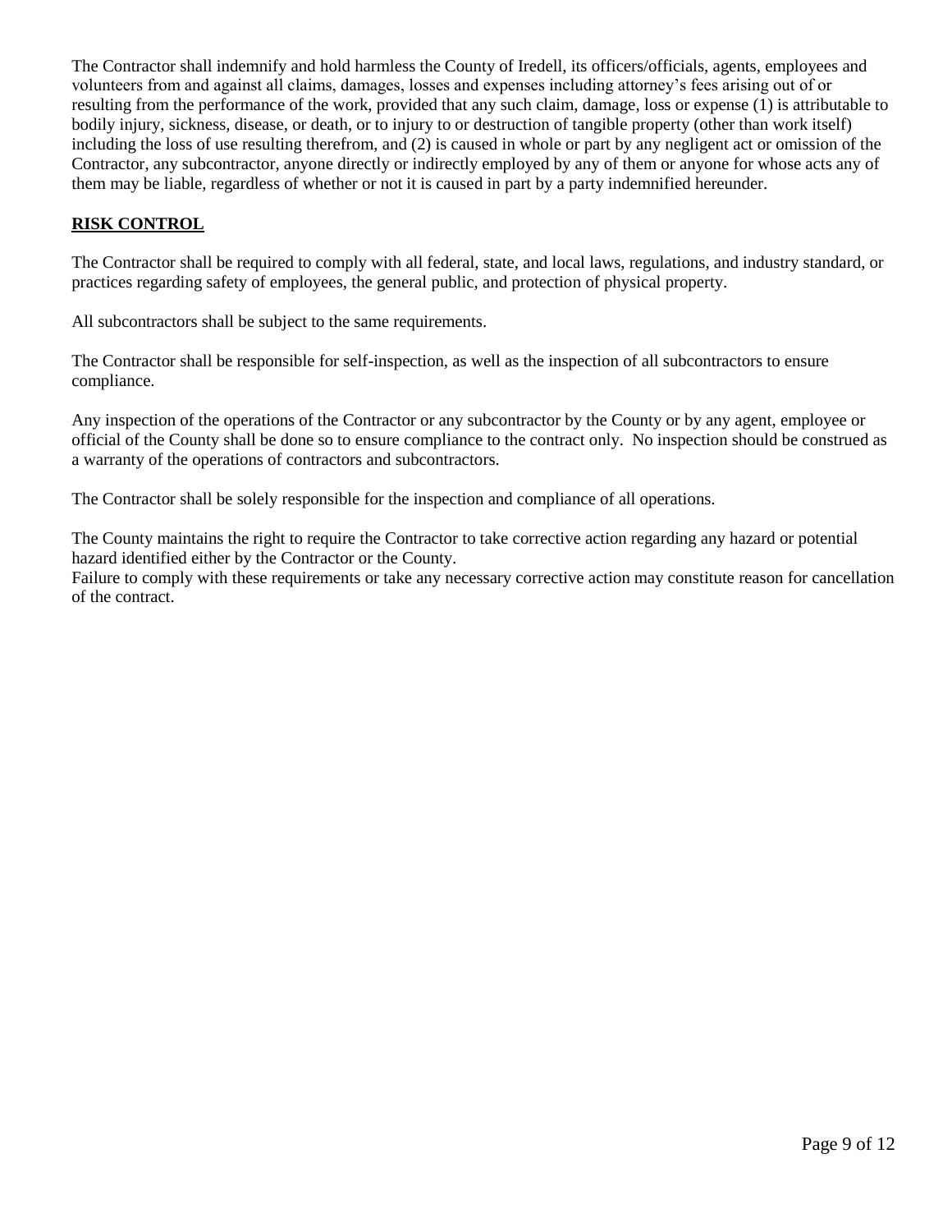The Contractor shall indemnify and hold harmless the County of Iredell, its officers/officials, agents, employees and volunteers from and against all claims, damages, losses and expenses including attorney's fees arising out of or resulting from the performance of the work, provided that any such claim, damage, loss or expense (1) is attributable to bodily injury, sickness, disease, or death, or to injury to or destruction of tangible property (other than work itself) including the loss of use resulting therefrom, and (2) is caused in whole or part by any negligent act or omission of the Contractor, any subcontractor, anyone directly or indirectly employed by any of them or anyone for whose acts any of them may be liable, regardless of whether or not it is caused in part by a party indemnified hereunder.

## RISK CONTROL

The Contractor shall be required to comply with all federal, state, and local laws, regulations, and industry standard, or practices regarding safety of employees, the general public, and protection of physical property.

All subcontractors shall be subject to the same requirements.

The Contractor shall be responsible for self-inspection, as well as the inspection of all subcontractors to ensure compliance.

Any inspection of the operations of the Contractor or any subcontractor by the County or by any agent, employee or official of the County shall be done so to ensure compliance to the contract only. No inspection should be construed as a warranty of the operations of contractors and subcontractors.

The Contractor shall be solely responsible for the inspection and compliance of all operations.

The County maintains the right to require the Contractor to take corrective action regarding any hazard or potential hazard identified either by the Contractor or the County.
Failure to comply with these requirements or take any necessary corrective action may constitute reason for cancellation of the contract.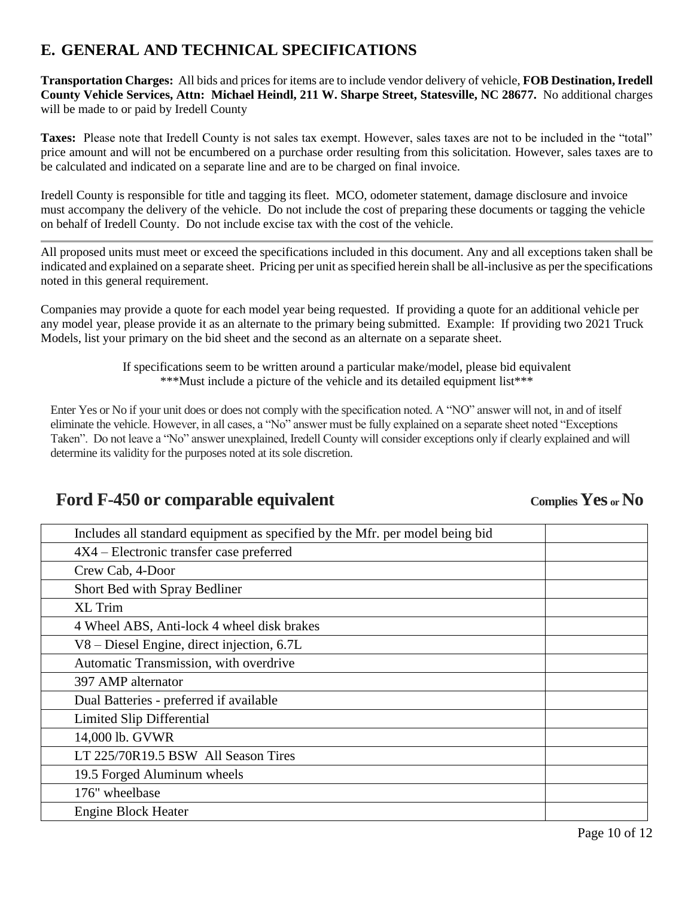## E. GENERAL AND TECHNICAL SPECIFICATIONS

**Transportation Charges:** All bids and prices for items are to include vendor delivery of vehicle, **FOB Destination, Iredell County Vehicle Services, Attn: Michael Heindl, 211 W. Sharpe Street, Statesville, NC 28677.** No additional charges will be made to or paid by Iredell County

**Taxes:** Please note that Iredell County is not sales tax exempt. However, sales taxes are not to be included in the "total" price amount and will not be encumbered on a purchase order resulting from this solicitation. However, sales taxes are to be calculated and indicated on a separate line and are to be charged on final invoice.

Iredell County is responsible for title and tagging its fleet. MCO, odometer statement, damage disclosure and invoice must accompany the delivery of the vehicle. Do not include the cost of preparing these documents or tagging the vehicle on behalf of Iredell County. Do not include excise tax with the cost of the vehicle.

---

All proposed units must meet or exceed the specifications included in this document. Any and all exceptions taken shall be indicated and explained on a separate sheet. Pricing per unit as specified herein shall be all-inclusive as per the specifications noted in this general requirement.

Companies may provide a quote for each model year being requested. If providing a quote for an additional vehicle per any model year, please provide it as an alternate to the primary being submitted. Example: If providing two 2021 Truck Models, list your primary on the bid sheet and the second as an alternate on a separate sheet.

If specifications seem to be written around a particular make/model, please bid equivalent
\*\*\*Must include a picture of the vehicle and its detailed equipment list\*\*\*

Enter Yes or No if your unit does or does not comply with the specification noted. A "NO" answer will not, in and of itself eliminate the vehicle. However, in all cases, a "No" answer must be fully explained on a separate sheet noted "Exceptions Taken". Do not leave a "No" answer unexplained, Iredell County will consider exceptions only if clearly explained and will determine its validity for the purposes noted at its sole discretion.

## Ford F-450 or comparable equivalent

| Specification | Complies **Yes** or **No** |
|---|---|
| Includes all standard equipment as specified by the Mfr. per model being bid | |
| 4X4 – Electronic transfer case preferred | |
| Crew Cab, 4-Door | |
| Short Bed with Spray Bedliner | |
| XL Trim | |
| 4 Wheel ABS, Anti-lock 4 wheel disk brakes | |
| V8 – Diesel Engine, direct injection, 6.7L | |
| Automatic Transmission, with overdrive | |
| 397 AMP alternator | |
| Dual Batteries - preferred if available | |
| Limited Slip Differential | |
| 14,000 lb. GVWR | |
| LT 225/70R19.5 BSW All Season Tires | |
| 19.5 Forged Aluminum wheels | |
| 176" wheelbase | |
| Engine Block Heater | |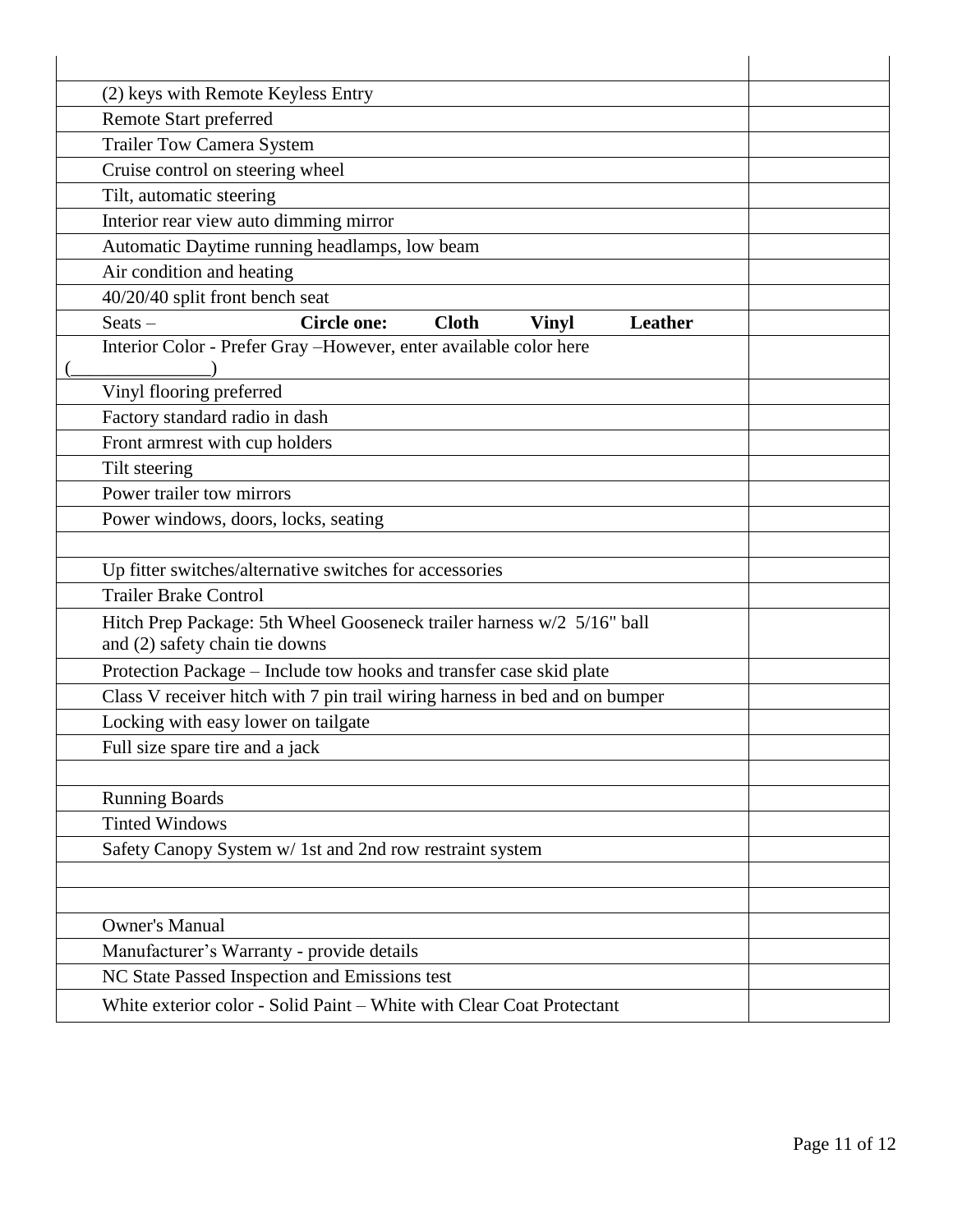| | |
|---|---|
| | |
| (2) keys with Remote Keyless Entry | |
| Remote Start preferred | |
| Trailer Tow Camera System | |
| Cruise control on steering wheel | |
| Tilt, automatic steering | |
| Interior rear view auto dimming mirror | |
| Automatic Daytime running headlamps, low beam | |
| Air condition and heating | |
| 40/20/40 split front bench seat | |
| Seats – **Circle one: Cloth Vinyl Leather** | |
| Interior Color - Prefer Gray –However, enter available color here (_______________) | |
| Vinyl flooring preferred | |
| Factory standard radio in dash | |
| Front armrest with cup holders | |
| Tilt steering | |
| Power trailer tow mirrors | |
| Power windows, doors, locks, seating | |
| | |
| Up fitter switches/alternative switches for accessories | |
| Trailer Brake Control | |
| Hitch Prep Package: 5th Wheel Gooseneck trailer harness w/2 5/16" ball and (2) safety chain tie downs | |
| Protection Package – Include tow hooks and transfer case skid plate | |
| Class V receiver hitch with 7 pin trail wiring harness in bed and on bumper | |
| Locking with easy lower on tailgate | |
| Full size spare tire and a jack | |
| | |
| Running Boards | |
| Tinted Windows | |
| Safety Canopy System w/ 1st and 2nd row restraint system | |
| | |
| | |
| Owner's Manual | |
| Manufacturer's Warranty - provide details | |
| NC State Passed Inspection and Emissions test | |
| White exterior color - Solid Paint – White with Clear Coat Protectant | |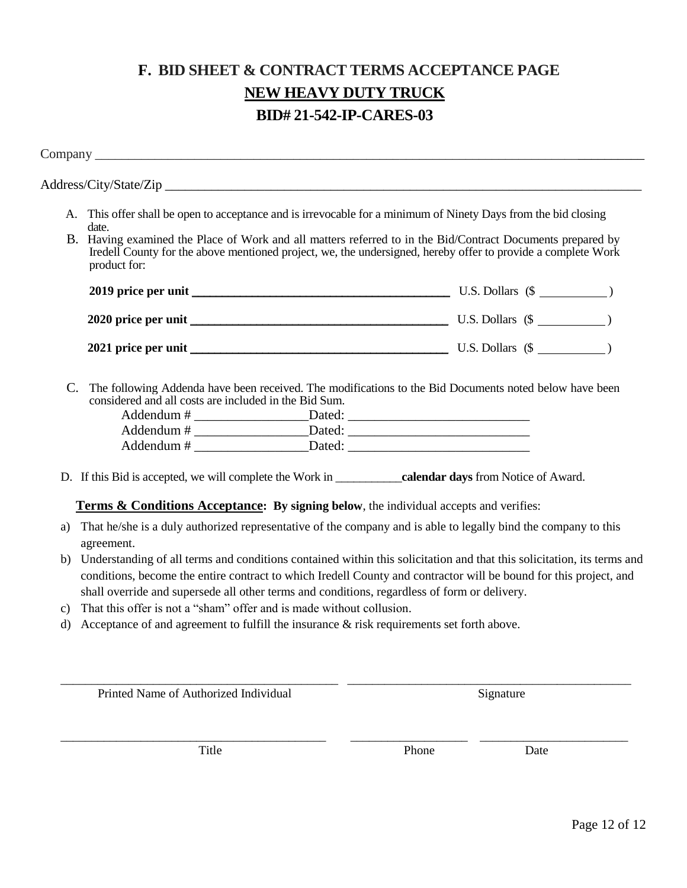# F. BID SHEET & CONTRACT TERMS ACCEPTANCE PAGE

## NEW HEAVY DUTY TRUCK

## BID# 21-542-IP-CARES-03

Company ______________________________________________________________________________

Address/City/State/Zip _________________________________________________________________

A. This offer shall be open to acceptance and is irrevocable for a minimum of Ninety Days from the bid closing date.

B. Having examined the Place of Work and all matters referred to in the Bid/Contract Documents prepared by Iredell County for the above mentioned project, we, the undersigned, hereby offer to provide a complete Work product for:

**2019 price per unit** ________________________________________ U.S. Dollars ($ __________ )

**2020 price per unit** ________________________________________ U.S. Dollars ($ __________ )

**2021 price per unit** ________________________________________ U.S. Dollars ($ __________ )

C. The following Addenda have been received. The modifications to the Bid Documents noted below have been considered and all costs are included in the Bid Sum.

Addendum # _________________Dated: ___________________________

Addendum # _________________Dated: ___________________________

Addendum # _________________Dated: ___________________________

D. If this Bid is accepted, we will complete the Work in ___________**calendar days** from Notice of Award.

**Terms & Conditions Acceptance: By signing below**, the individual accepts and verifies:

a) That he/she is a duly authorized representative of the company and is able to legally bind the company to this agreement.

b) Understanding of all terms and conditions contained within this solicitation and that this solicitation, its terms and conditions, become the entire contract to which Iredell County and contractor will be bound for this project, and shall override and supersede all other terms and conditions, regardless of form or delivery.

c) That this offer is not a "sham" offer and is made without collusion.

d) Acceptance of and agreement to fulfill the insurance & risk requirements set forth above.

_____________________________________________ _____________________________________________

Printed Name of Authorized Individual Signature

_____________________________________________ ___________________ ________________________

Title Phone Date